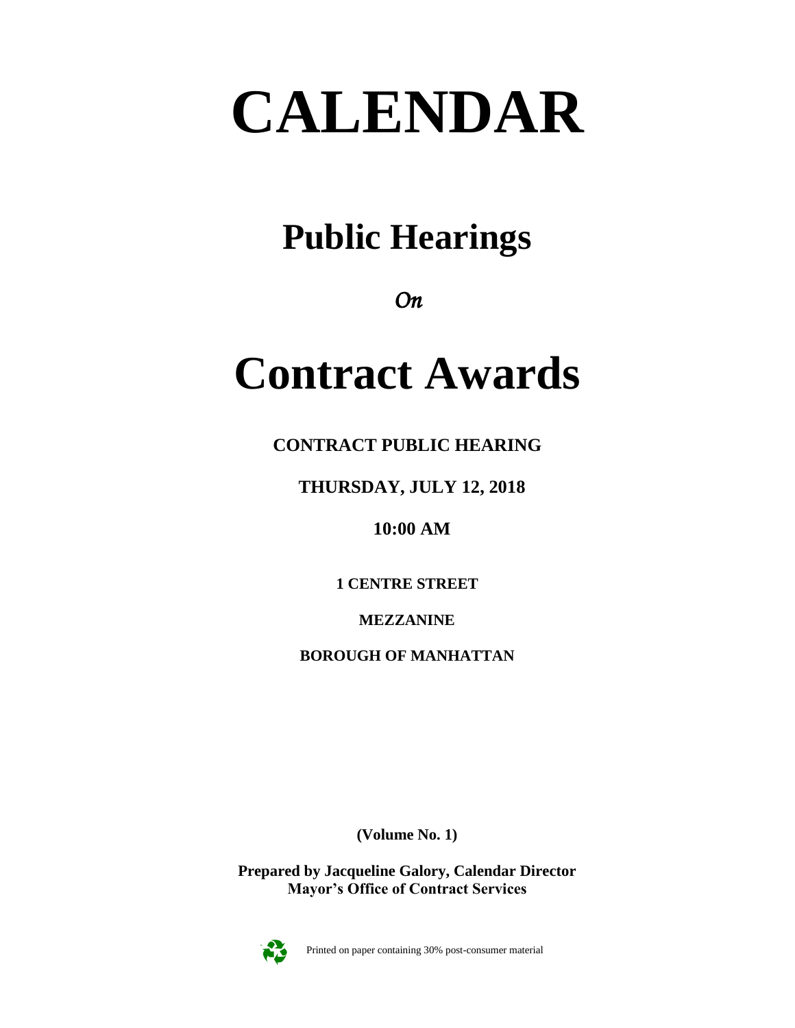# CALENDAR

## Public Hearings

*On*

# Contract Awards

**CONTRACT PUBLIC HEARING**

**THURSDAY, JULY 12, 2018**

**10:00 AM**

**1 CENTRE STREET**

**MEZZANINE**

**BOROUGH OF MANHATTAN**

**(Volume No. 1)**

**Prepared by Jacqueline Galory, Calendar Director**
**Mayor's Office of Contract Services**

Printed on paper containing 30% post-consumer material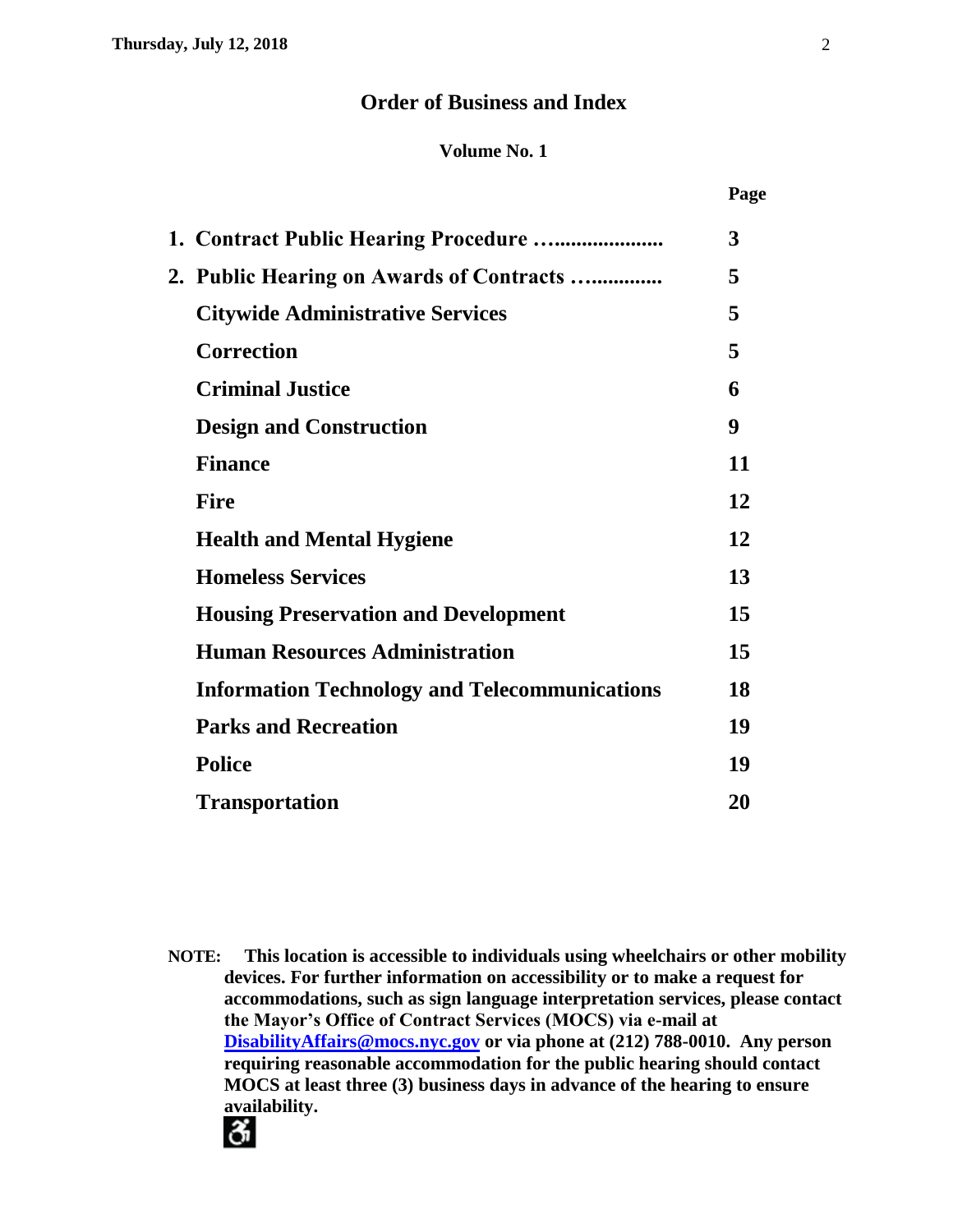## Order of Business and Index

**Volume No. 1**

| | Page |
|---|---|
| **1. Contract Public Hearing Procedure …....................** | **3** |
| **2. Public Hearing on Awards of Contracts …..............** | **5** |
| **Citywide Administrative Services** | **5** |
| **Correction** | **5** |
| **Criminal Justice** | **6** |
| **Design and Construction** | **9** |
| **Finance** | **11** |
| **Fire** | **12** |
| **Health and Mental Hygiene** | **12** |
| **Homeless Services** | **13** |
| **Housing Preservation and Development** | **15** |
| **Human Resources Administration** | **15** |
| **Information Technology and Telecommunications** | **18** |
| **Parks and Recreation** | **19** |
| **Police** | **19** |
| **Transportation** | **20** |

**NOTE: This location is accessible to individuals using wheelchairs or other mobility devices. For further information on accessibility or to make a request for accommodations, such as sign language interpretation services, please contact the Mayor's Office of Contract Services (MOCS) via e-mail at [DisabilityAffairs@mocs.nyc.gov](mailto:DisabilityAffairs@mocs.nyc.gov) or via phone at (212) 788-0010. Any person requiring reasonable accommodation for the public hearing should contact MOCS at least three (3) business days in advance of the hearing to ensure availability.**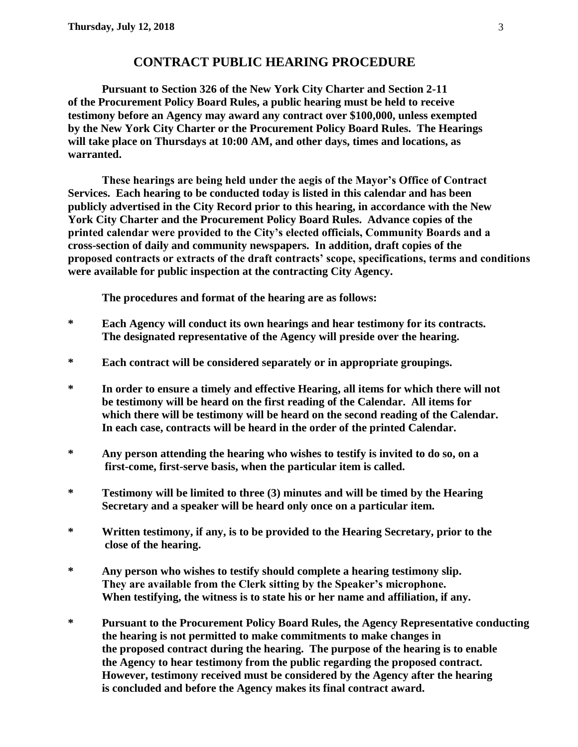## CONTRACT PUBLIC HEARING PROCEDURE

**Pursuant to Section 326 of the New York City Charter and Section 2-11 of the Procurement Policy Board Rules, a public hearing must be held to receive testimony before an Agency may award any contract over $100,000, unless exempted by the New York City Charter or the Procurement Policy Board Rules. The Hearings will take place on Thursdays at 10:00 AM, and other days, times and locations, as warranted.**

**These hearings are being held under the aegis of the Mayor's Office of Contract Services. Each hearing to be conducted today is listed in this calendar and has been publicly advertised in the City Record prior to this hearing, in accordance with the New York City Charter and the Procurement Policy Board Rules. Advance copies of the printed calendar were provided to the City's elected officials, Community Boards and a cross-section of daily and community newspapers. In addition, draft copies of the proposed contracts or extracts of the draft contracts' scope, specifications, terms and conditions were available for public inspection at the contracting City Agency.**

**The procedures and format of the hearing are as follows:**

- **Each Agency will conduct its own hearings and hear testimony for its contracts. The designated representative of the Agency will preside over the hearing.**
- **Each contract will be considered separately or in appropriate groupings.**
- **In order to ensure a timely and effective Hearing, all items for which there will not be testimony will be heard on the first reading of the Calendar. All items for which there will be testimony will be heard on the second reading of the Calendar. In each case, contracts will be heard in the order of the printed Calendar.**
- **Any person attending the hearing who wishes to testify is invited to do so, on a first-come, first-serve basis, when the particular item is called.**
- **Testimony will be limited to three (3) minutes and will be timed by the Hearing Secretary and a speaker will be heard only once on a particular item.**
- **Written testimony, if any, is to be provided to the Hearing Secretary, prior to the close of the hearing.**
- **Any person who wishes to testify should complete a hearing testimony slip. They are available from the Clerk sitting by the Speaker's microphone. When testifying, the witness is to state his or her name and affiliation, if any.**
- **Pursuant to the Procurement Policy Board Rules, the Agency Representative conducting the hearing is not permitted to make commitments to make changes in the proposed contract during the hearing. The purpose of the hearing is to enable the Agency to hear testimony from the public regarding the proposed contract. However, testimony received must be considered by the Agency after the hearing is concluded and before the Agency makes its final contract award.**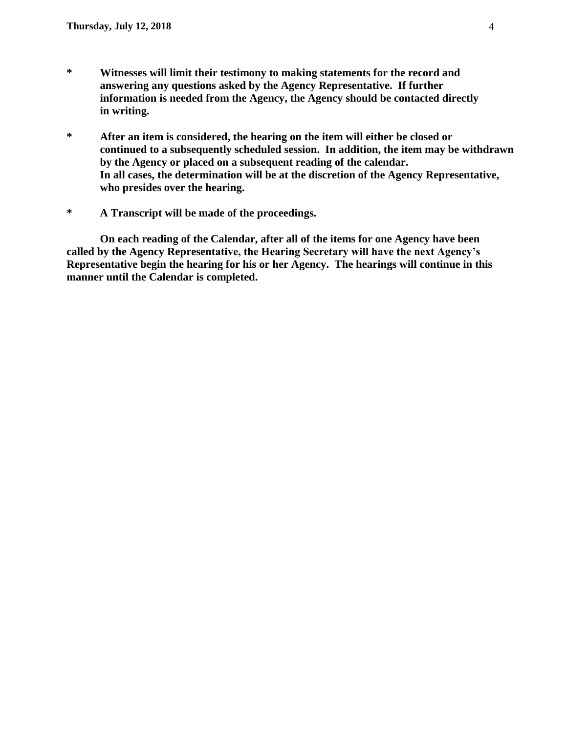**\* Witnesses will limit their testimony to making statements for the record and answering any questions asked by the Agency Representative. If further information is needed from the Agency, the Agency should be contacted directly in writing.**

**\* After an item is considered, the hearing on the item will either be closed or continued to a subsequently scheduled session. In addition, the item may be withdrawn by the Agency or placed on a subsequent reading of the calendar. In all cases, the determination will be at the discretion of the Agency Representative, who presides over the hearing.**

**\* A Transcript will be made of the proceedings.**

**On each reading of the Calendar, after all of the items for one Agency have been called by the Agency Representative, the Hearing Secretary will have the next Agency's Representative begin the hearing for his or her Agency. The hearings will continue in this manner until the Calendar is completed.**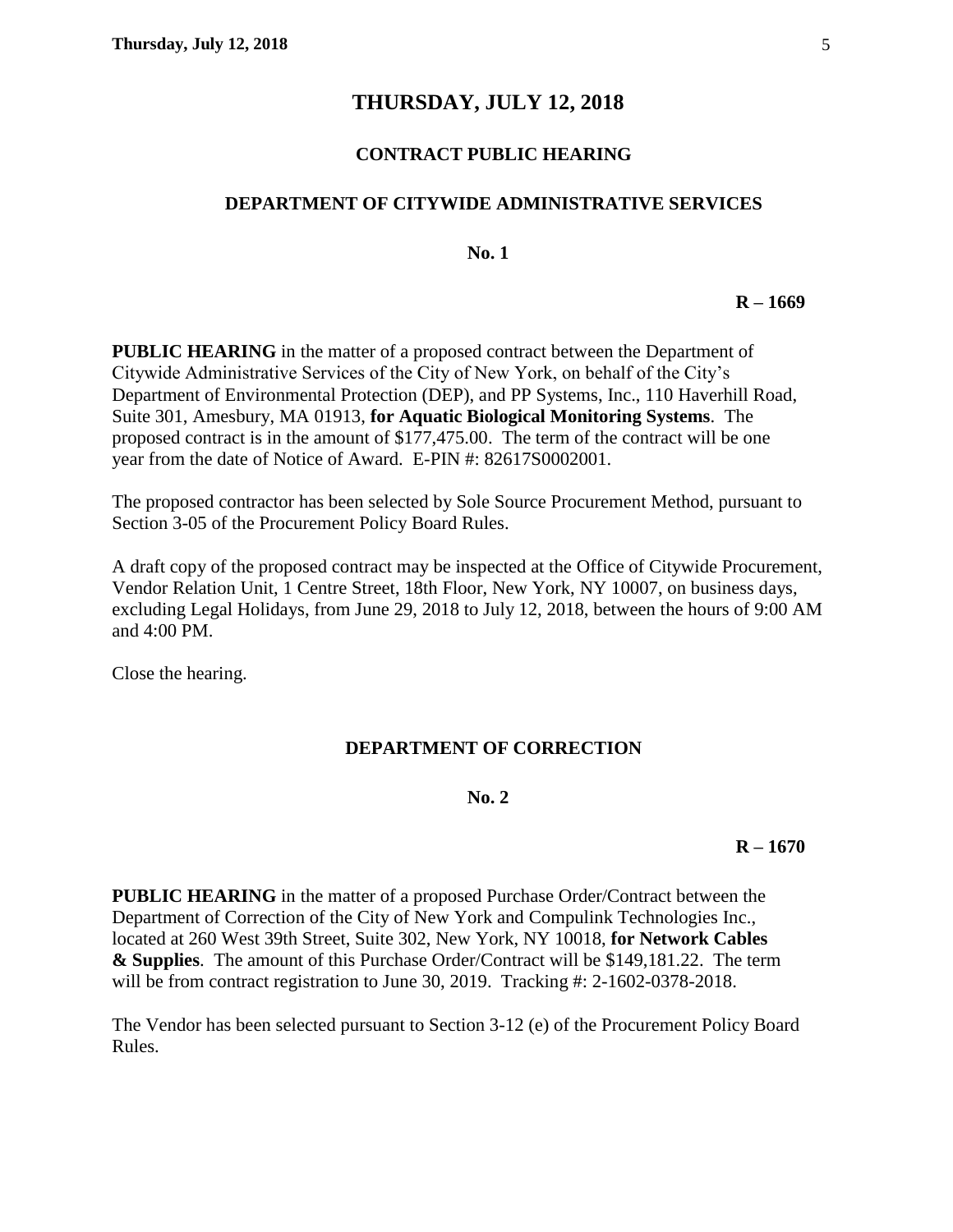# THURSDAY, JULY 12, 2018

## CONTRACT PUBLIC HEARING

### DEPARTMENT OF CITYWIDE ADMINISTRATIVE SERVICES

**No. 1**

**R – 1669**

**PUBLIC HEARING** in the matter of a proposed contract between the Department of Citywide Administrative Services of the City of New York, on behalf of the City's Department of Environmental Protection (DEP), and PP Systems, Inc., 110 Haverhill Road, Suite 301, Amesbury, MA 01913, **for Aquatic Biological Monitoring Systems**. The proposed contract is in the amount of $177,475.00. The term of the contract will be one year from the date of Notice of Award. E-PIN #: 82617S0002001.

The proposed contractor has been selected by Sole Source Procurement Method, pursuant to Section 3-05 of the Procurement Policy Board Rules.

A draft copy of the proposed contract may be inspected at the Office of Citywide Procurement, Vendor Relation Unit, 1 Centre Street, 18th Floor, New York, NY 10007, on business days, excluding Legal Holidays, from June 29, 2018 to July 12, 2018, between the hours of 9:00 AM and 4:00 PM.

Close the hearing.

### DEPARTMENT OF CORRECTION

**No. 2**

**R – 1670**

**PUBLIC HEARING** in the matter of a proposed Purchase Order/Contract between the Department of Correction of the City of New York and Compulink Technologies Inc., located at 260 West 39th Street, Suite 302, New York, NY 10018, **for Network Cables & Supplies**. The amount of this Purchase Order/Contract will be $149,181.22. The term will be from contract registration to June 30, 2019. Tracking #: 2-1602-0378-2018.

The Vendor has been selected pursuant to Section 3-12 (e) of the Procurement Policy Board Rules.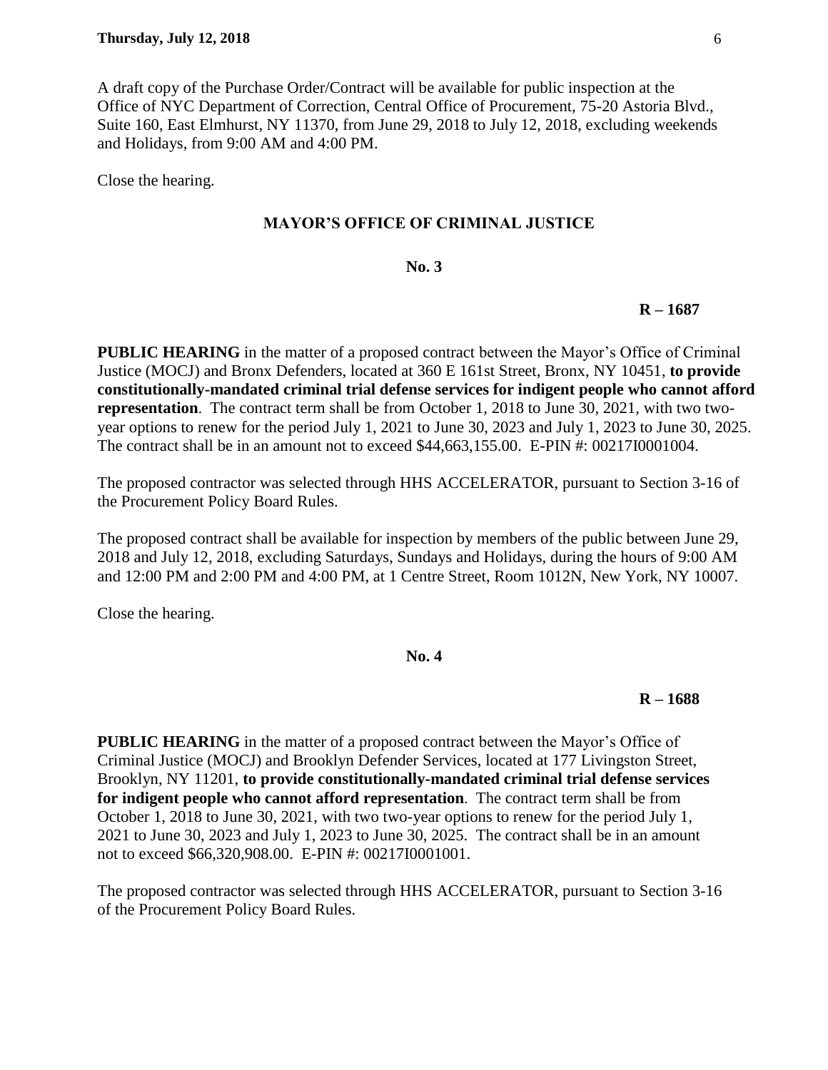A draft copy of the Purchase Order/Contract will be available for public inspection at the Office of NYC Department of Correction, Central Office of Procurement, 75-20 Astoria Blvd., Suite 160, East Elmhurst, NY 11370, from June 29, 2018 to July 12, 2018, excluding weekends and Holidays, from 9:00 AM and 4:00 PM.

Close the hearing.

## MAYOR'S OFFICE OF CRIMINAL JUSTICE

**No. 3**

**R – 1687**

**PUBLIC HEARING** in the matter of a proposed contract between the Mayor's Office of Criminal Justice (MOCJ) and Bronx Defenders, located at 360 E 161st Street, Bronx, NY 10451, **to provide constitutionally-mandated criminal trial defense services for indigent people who cannot afford representation**. The contract term shall be from October 1, 2018 to June 30, 2021, with two two-year options to renew for the period July 1, 2021 to June 30, 2023 and July 1, 2023 to June 30, 2025. The contract shall be in an amount not to exceed $44,663,155.00. E-PIN #: 00217I0001004.

The proposed contractor was selected through HHS ACCELERATOR, pursuant to Section 3-16 of the Procurement Policy Board Rules.

The proposed contract shall be available for inspection by members of the public between June 29, 2018 and July 12, 2018, excluding Saturdays, Sundays and Holidays, during the hours of 9:00 AM and 12:00 PM and 2:00 PM and 4:00 PM, at 1 Centre Street, Room 1012N, New York, NY 10007.

Close the hearing.

**No. 4**

**R – 1688**

**PUBLIC HEARING** in the matter of a proposed contract between the Mayor's Office of Criminal Justice (MOCJ) and Brooklyn Defender Services, located at 177 Livingston Street, Brooklyn, NY 11201, **to provide constitutionally-mandated criminal trial defense services for indigent people who cannot afford representation**. The contract term shall be from October 1, 2018 to June 30, 2021, with two two-year options to renew for the period July 1, 2021 to June 30, 2023 and July 1, 2023 to June 30, 2025. The contract shall be in an amount not to exceed $66,320,908.00. E-PIN #: 00217I0001001.

The proposed contractor was selected through HHS ACCELERATOR, pursuant to Section 3-16 of the Procurement Policy Board Rules.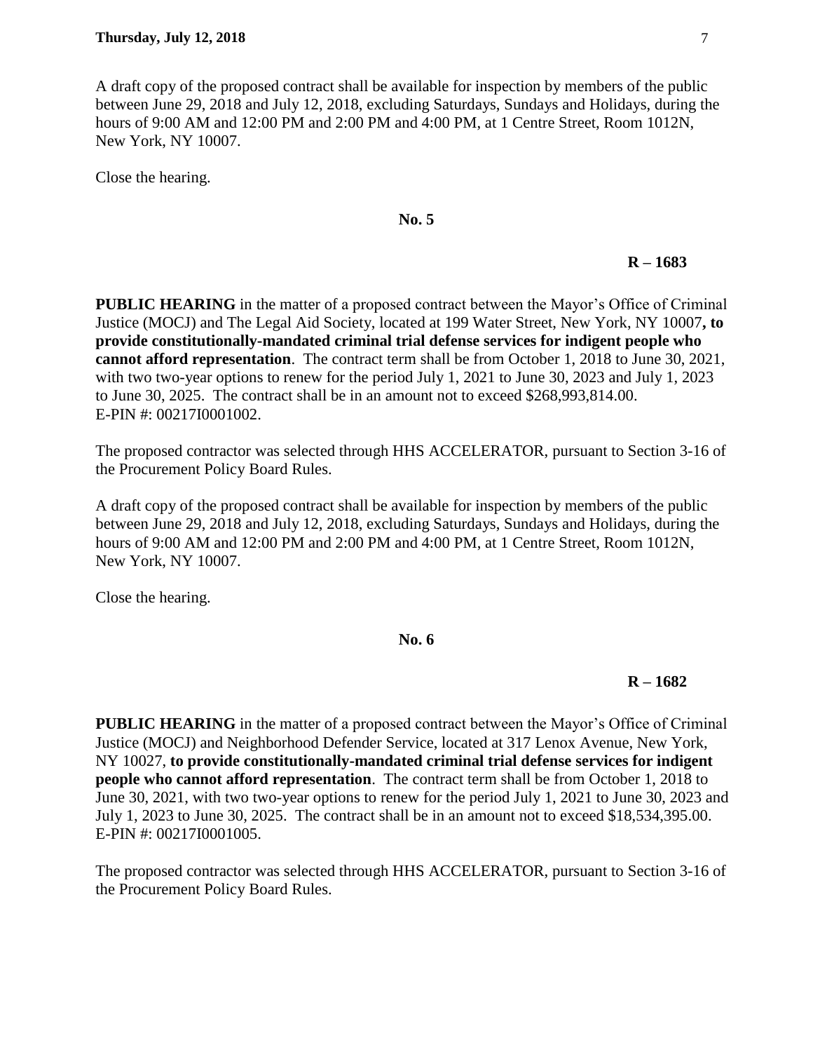A draft copy of the proposed contract shall be available for inspection by members of the public between June 29, 2018 and July 12, 2018, excluding Saturdays, Sundays and Holidays, during the hours of 9:00 AM and 12:00 PM and 2:00 PM and 4:00 PM, at 1 Centre Street, Room 1012N, New York, NY 10007.

Close the hearing.

**No. 5**

**R – 1683**

**PUBLIC HEARING** in the matter of a proposed contract between the Mayor's Office of Criminal Justice (MOCJ) and The Legal Aid Society, located at 199 Water Street, New York, NY 10007**, to provide constitutionally-mandated criminal trial defense services for indigent people who cannot afford representation**. The contract term shall be from October 1, 2018 to June 30, 2021, with two two-year options to renew for the period July 1, 2021 to June 30, 2023 and July 1, 2023 to June 30, 2025. The contract shall be in an amount not to exceed $268,993,814.00. E-PIN #: 00217I0001002.

The proposed contractor was selected through HHS ACCELERATOR, pursuant to Section 3-16 of the Procurement Policy Board Rules.

A draft copy of the proposed contract shall be available for inspection by members of the public between June 29, 2018 and July 12, 2018, excluding Saturdays, Sundays and Holidays, during the hours of 9:00 AM and 12:00 PM and 2:00 PM and 4:00 PM, at 1 Centre Street, Room 1012N, New York, NY 10007.

Close the hearing.

**No. 6**

**R – 1682**

**PUBLIC HEARING** in the matter of a proposed contract between the Mayor's Office of Criminal Justice (MOCJ) and Neighborhood Defender Service, located at 317 Lenox Avenue, New York, NY 10027, **to provide constitutionally-mandated criminal trial defense services for indigent people who cannot afford representation**. The contract term shall be from October 1, 2018 to June 30, 2021, with two two-year options to renew for the period July 1, 2021 to June 30, 2023 and July 1, 2023 to June 30, 2025. The contract shall be in an amount not to exceed $18,534,395.00. E-PIN #: 00217I0001005.

The proposed contractor was selected through HHS ACCELERATOR, pursuant to Section 3-16 of the Procurement Policy Board Rules.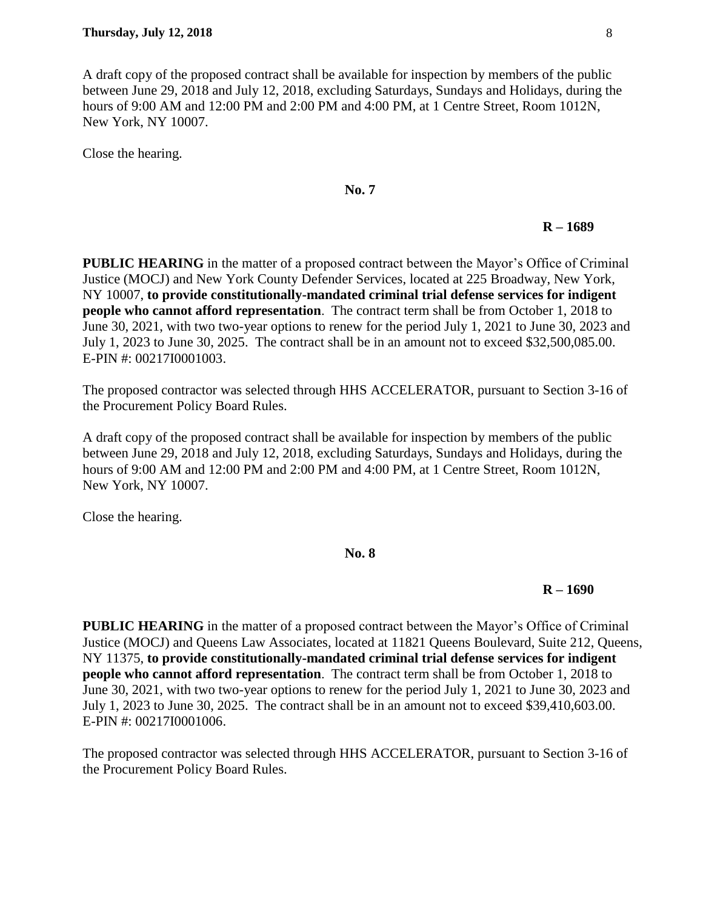A draft copy of the proposed contract shall be available for inspection by members of the public between June 29, 2018 and July 12, 2018, excluding Saturdays, Sundays and Holidays, during the hours of 9:00 AM and 12:00 PM and 2:00 PM and 4:00 PM, at 1 Centre Street, Room 1012N, New York, NY 10007.

Close the hearing.

**No. 7**

**R – 1689**

**PUBLIC HEARING** in the matter of a proposed contract between the Mayor's Office of Criminal Justice (MOCJ) and New York County Defender Services, located at 225 Broadway, New York, NY 10007, **to provide constitutionally-mandated criminal trial defense services for indigent people who cannot afford representation**. The contract term shall be from October 1, 2018 to June 30, 2021, with two two-year options to renew for the period July 1, 2021 to June 30, 2023 and July 1, 2023 to June 30, 2025. The contract shall be in an amount not to exceed $32,500,085.00. E-PIN #: 00217I0001003.

The proposed contractor was selected through HHS ACCELERATOR, pursuant to Section 3-16 of the Procurement Policy Board Rules.

A draft copy of the proposed contract shall be available for inspection by members of the public between June 29, 2018 and July 12, 2018, excluding Saturdays, Sundays and Holidays, during the hours of 9:00 AM and 12:00 PM and 2:00 PM and 4:00 PM, at 1 Centre Street, Room 1012N, New York, NY 10007.

Close the hearing.

**No. 8**

**R – 1690**

**PUBLIC HEARING** in the matter of a proposed contract between the Mayor's Office of Criminal Justice (MOCJ) and Queens Law Associates, located at 11821 Queens Boulevard, Suite 212, Queens, NY 11375, **to provide constitutionally-mandated criminal trial defense services for indigent people who cannot afford representation**. The contract term shall be from October 1, 2018 to June 30, 2021, with two two-year options to renew for the period July 1, 2021 to June 30, 2023 and July 1, 2023 to June 30, 2025. The contract shall be in an amount not to exceed $39,410,603.00. E-PIN #: 00217I0001006.

The proposed contractor was selected through HHS ACCELERATOR, pursuant to Section 3-16 of the Procurement Policy Board Rules.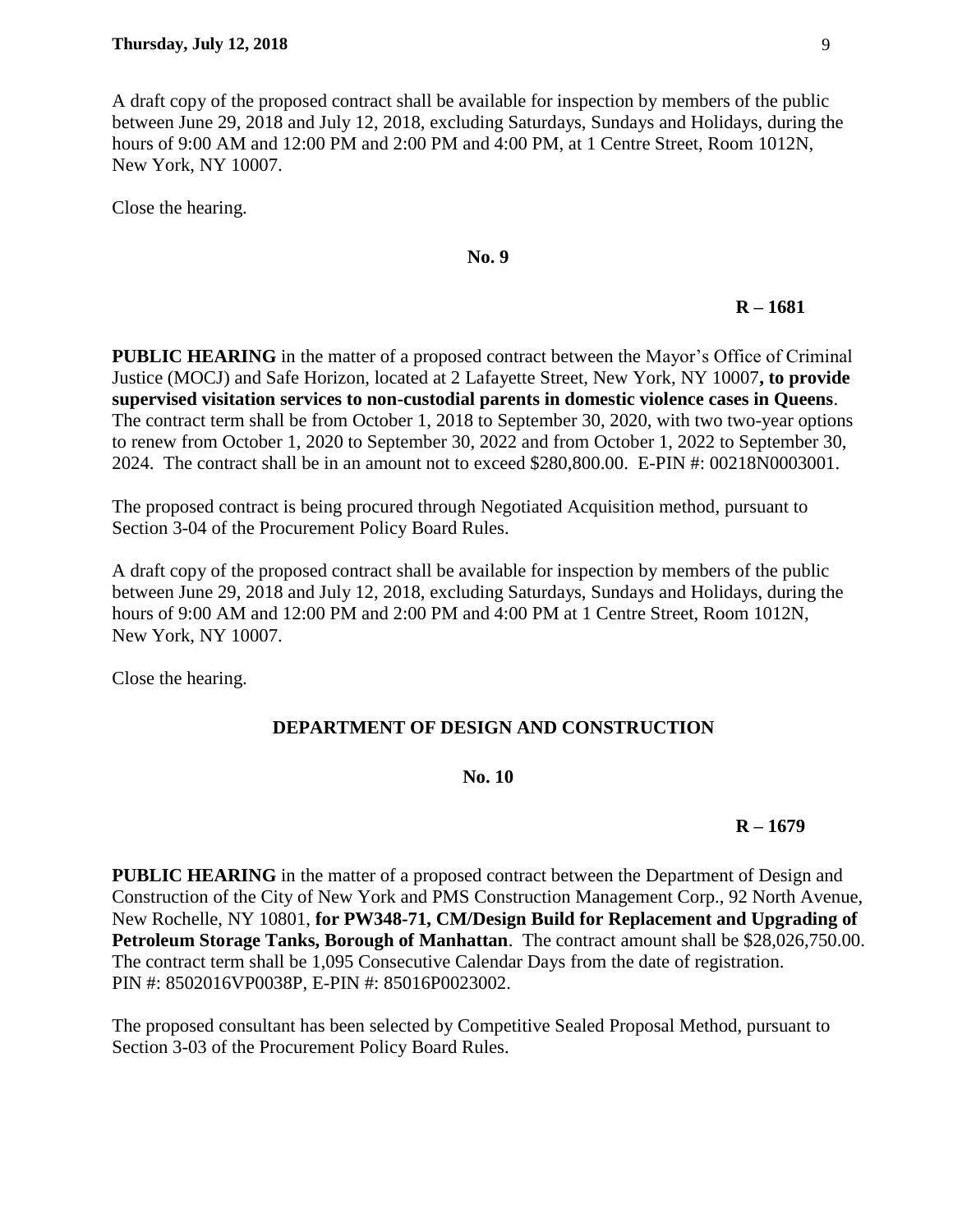A draft copy of the proposed contract shall be available for inspection by members of the public between June 29, 2018 and July 12, 2018, excluding Saturdays, Sundays and Holidays, during the hours of 9:00 AM and 12:00 PM and 2:00 PM and 4:00 PM, at 1 Centre Street, Room 1012N, New York, NY 10007.

Close the hearing.

**No. 9**

**R – 1681**

**PUBLIC HEARING** in the matter of a proposed contract between the Mayor's Office of Criminal Justice (MOCJ) and Safe Horizon, located at 2 Lafayette Street, New York, NY 10007**, to provide supervised visitation services to non-custodial parents in domestic violence cases in Queens**. The contract term shall be from October 1, 2018 to September 30, 2020, with two two-year options to renew from October 1, 2020 to September 30, 2022 and from October 1, 2022 to September 30, 2024. The contract shall be in an amount not to exceed $280,800.00. E-PIN #: 00218N0003001.

The proposed contract is being procured through Negotiated Acquisition method, pursuant to Section 3-04 of the Procurement Policy Board Rules.

A draft copy of the proposed contract shall be available for inspection by members of the public between June 29, 2018 and July 12, 2018, excluding Saturdays, Sundays and Holidays, during the hours of 9:00 AM and 12:00 PM and 2:00 PM and 4:00 PM at 1 Centre Street, Room 1012N, New York, NY 10007.

Close the hearing.

## DEPARTMENT OF DESIGN AND CONSTRUCTION

**No. 10**

**R – 1679**

**PUBLIC HEARING** in the matter of a proposed contract between the Department of Design and Construction of the City of New York and PMS Construction Management Corp., 92 North Avenue, New Rochelle, NY 10801, **for PW348-71, CM/Design Build for Replacement and Upgrading of Petroleum Storage Tanks, Borough of Manhattan**. The contract amount shall be $28,026,750.00. The contract term shall be 1,095 Consecutive Calendar Days from the date of registration. PIN #: 8502016VP0038P, E-PIN #: 85016P0023002.

The proposed consultant has been selected by Competitive Sealed Proposal Method, pursuant to Section 3-03 of the Procurement Policy Board Rules.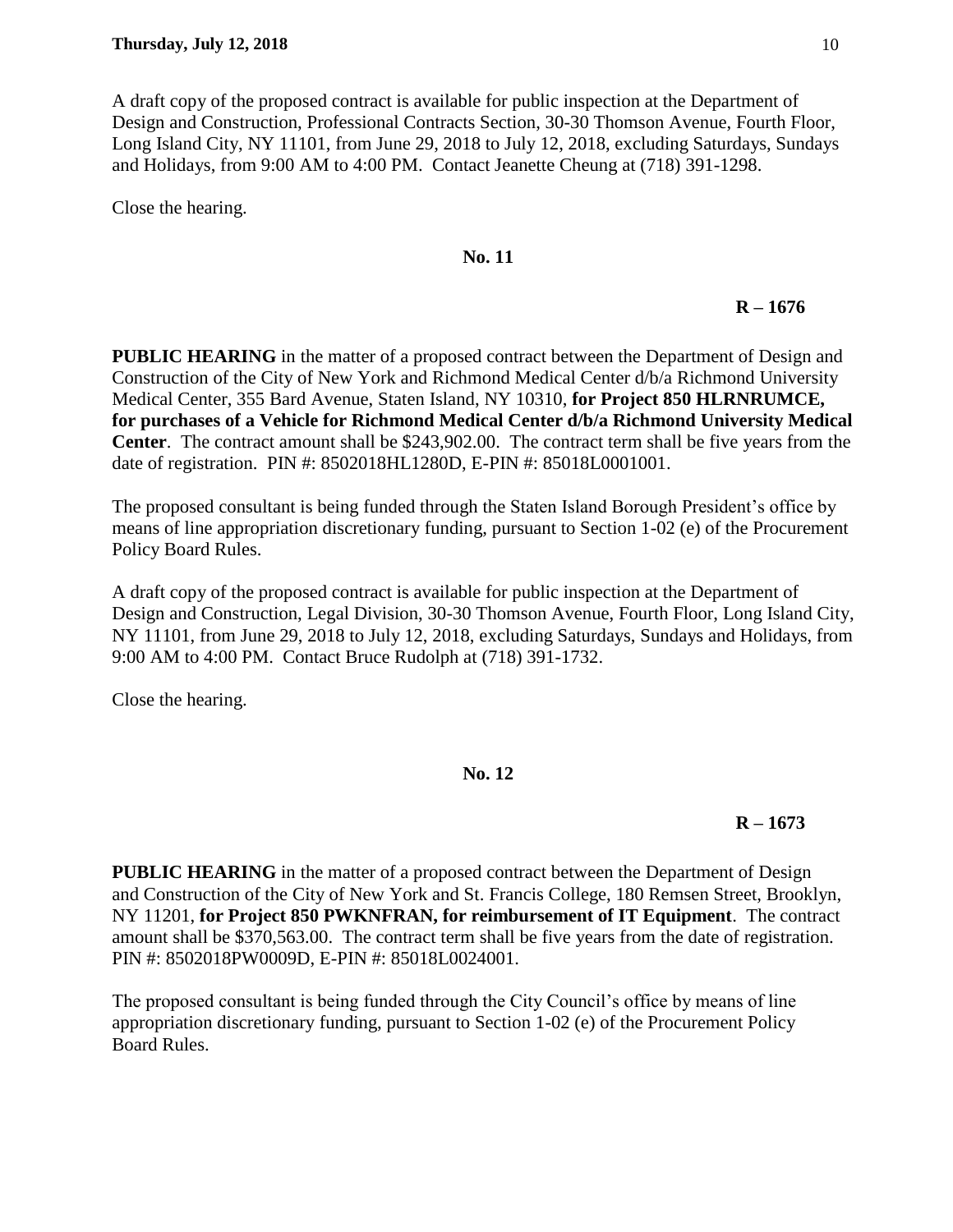A draft copy of the proposed contract is available for public inspection at the Department of Design and Construction, Professional Contracts Section, 30-30 Thomson Avenue, Fourth Floor, Long Island City, NY 11101, from June 29, 2018 to July 12, 2018, excluding Saturdays, Sundays and Holidays, from 9:00 AM to 4:00 PM. Contact Jeanette Cheung at (718) 391-1298.

Close the hearing.

**No. 11**

**R – 1676**

**PUBLIC HEARING** in the matter of a proposed contract between the Department of Design and Construction of the City of New York and Richmond Medical Center d/b/a Richmond University Medical Center, 355 Bard Avenue, Staten Island, NY 10310, **for Project 850 HLRNRUMCE, for purchases of a Vehicle for Richmond Medical Center d/b/a Richmond University Medical Center**. The contract amount shall be $243,902.00. The contract term shall be five years from the date of registration. PIN #: 8502018HL1280D, E-PIN #: 85018L0001001.

The proposed consultant is being funded through the Staten Island Borough President's office by means of line appropriation discretionary funding, pursuant to Section 1-02 (e) of the Procurement Policy Board Rules.

A draft copy of the proposed contract is available for public inspection at the Department of Design and Construction, Legal Division, 30-30 Thomson Avenue, Fourth Floor, Long Island City, NY 11101, from June 29, 2018 to July 12, 2018, excluding Saturdays, Sundays and Holidays, from 9:00 AM to 4:00 PM. Contact Bruce Rudolph at (718) 391-1732.

Close the hearing.

**No. 12**

**R – 1673**

**PUBLIC HEARING** in the matter of a proposed contract between the Department of Design and Construction of the City of New York and St. Francis College, 180 Remsen Street, Brooklyn, NY 11201, **for Project 850 PWKNFRAN, for reimbursement of IT Equipment**. The contract amount shall be $370,563.00. The contract term shall be five years from the date of registration. PIN #: 8502018PW0009D, E-PIN #: 85018L0024001.

The proposed consultant is being funded through the City Council's office by means of line appropriation discretionary funding, pursuant to Section 1-02 (e) of the Procurement Policy Board Rules.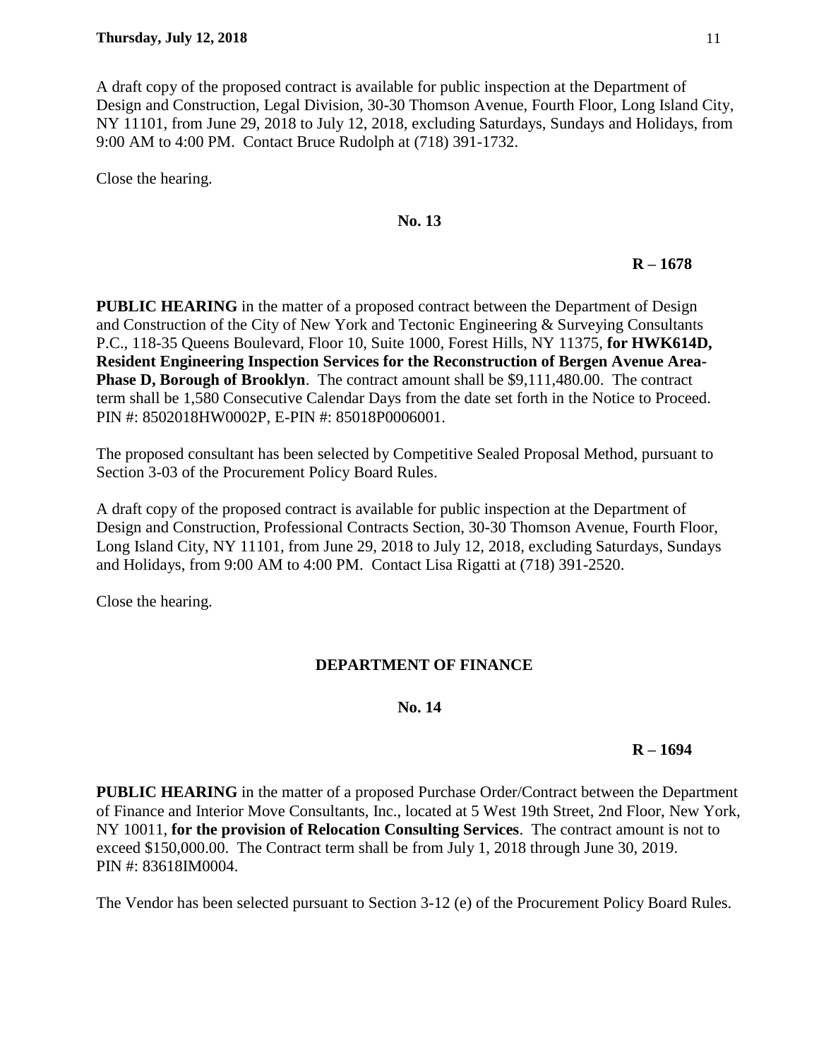A draft copy of the proposed contract is available for public inspection at the Department of Design and Construction, Legal Division, 30-30 Thomson Avenue, Fourth Floor, Long Island City, NY 11101, from June 29, 2018 to July 12, 2018, excluding Saturdays, Sundays and Holidays, from 9:00 AM to 4:00 PM. Contact Bruce Rudolph at (718) 391-1732.

Close the hearing.

**No. 13**

**R – 1678**

**PUBLIC HEARING** in the matter of a proposed contract between the Department of Design and Construction of the City of New York and Tectonic Engineering & Surveying Consultants P.C., 118-35 Queens Boulevard, Floor 10, Suite 1000, Forest Hills, NY 11375, **for HWK614D, Resident Engineering Inspection Services for the Reconstruction of Bergen Avenue Area-Phase D, Borough of Brooklyn**. The contract amount shall be $9,111,480.00. The contract term shall be 1,580 Consecutive Calendar Days from the date set forth in the Notice to Proceed. PIN #: 8502018HW0002P, E-PIN #: 85018P0006001.

The proposed consultant has been selected by Competitive Sealed Proposal Method, pursuant to Section 3-03 of the Procurement Policy Board Rules.

A draft copy of the proposed contract is available for public inspection at the Department of Design and Construction, Professional Contracts Section, 30-30 Thomson Avenue, Fourth Floor, Long Island City, NY 11101, from June 29, 2018 to July 12, 2018, excluding Saturdays, Sundays and Holidays, from 9:00 AM to 4:00 PM. Contact Lisa Rigatti at (718) 391-2520.

Close the hearing.

## DEPARTMENT OF FINANCE

**No. 14**

**R – 1694**

**PUBLIC HEARING** in the matter of a proposed Purchase Order/Contract between the Department of Finance and Interior Move Consultants, Inc., located at 5 West 19th Street, 2nd Floor, New York, NY 10011, **for the provision of Relocation Consulting Services**. The contract amount is not to exceed $150,000.00. The Contract term shall be from July 1, 2018 through June 30, 2019. PIN #: 83618IM0004.

The Vendor has been selected pursuant to Section 3-12 (e) of the Procurement Policy Board Rules.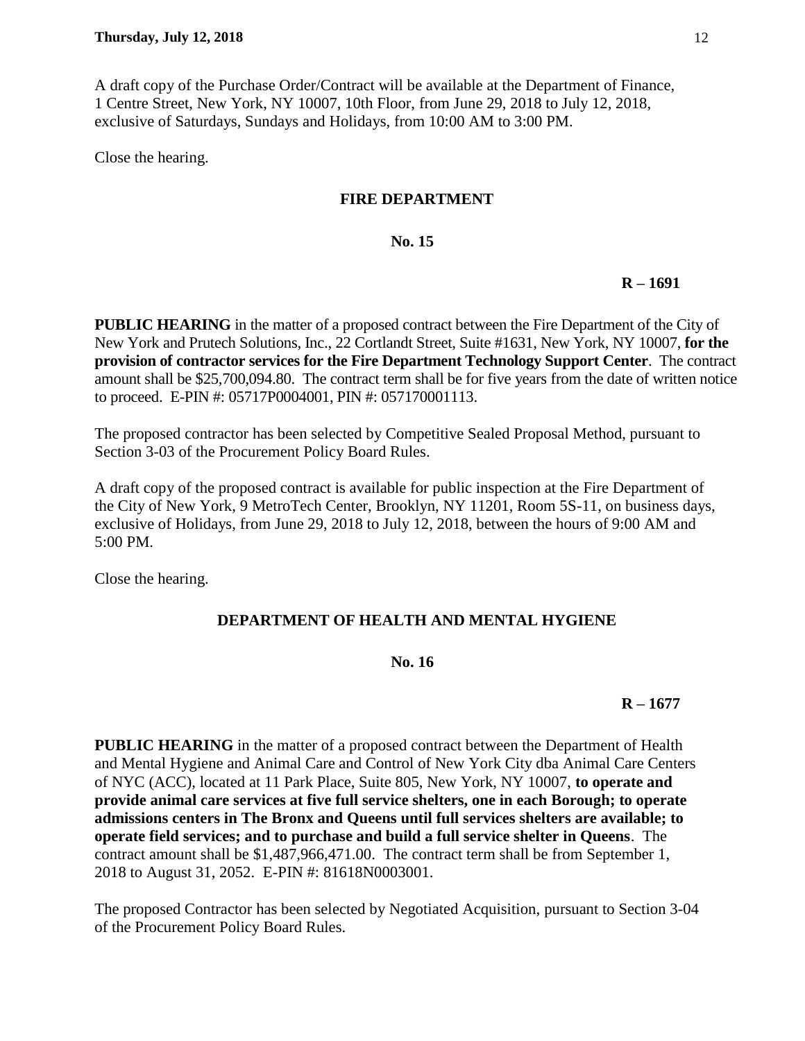A draft copy of the Purchase Order/Contract will be available at the Department of Finance, 1 Centre Street, New York, NY 10007, 10th Floor, from June 29, 2018 to July 12, 2018, exclusive of Saturdays, Sundays and Holidays, from 10:00 AM to 3:00 PM.

Close the hearing.

**FIRE DEPARTMENT**

**No. 15**

**R – 1691**

**PUBLIC HEARING** in the matter of a proposed contract between the Fire Department of the City of New York and Prutech Solutions, Inc., 22 Cortlandt Street, Suite #1631, New York, NY 10007, **for the provision of contractor services for the Fire Department Technology Support Center**. The contract amount shall be $25,700,094.80. The contract term shall be for five years from the date of written notice to proceed. E-PIN #: 05717P0004001, PIN #: 057170001113.

The proposed contractor has been selected by Competitive Sealed Proposal Method, pursuant to Section 3-03 of the Procurement Policy Board Rules.

A draft copy of the proposed contract is available for public inspection at the Fire Department of the City of New York, 9 MetroTech Center, Brooklyn, NY 11201, Room 5S-11, on business days, exclusive of Holidays, from June 29, 2018 to July 12, 2018, between the hours of 9:00 AM and 5:00 PM.

Close the hearing.

**DEPARTMENT OF HEALTH AND MENTAL HYGIENE**

**No. 16**

**R – 1677**

**PUBLIC HEARING** in the matter of a proposed contract between the Department of Health and Mental Hygiene and Animal Care and Control of New York City dba Animal Care Centers of NYC (ACC), located at 11 Park Place, Suite 805, New York, NY 10007, **to operate and provide animal care services at five full service shelters, one in each Borough; to operate admissions centers in The Bronx and Queens until full services shelters are available; to operate field services; and to purchase and build a full service shelter in Queens**. The contract amount shall be $1,487,966,471.00. The contract term shall be from September 1, 2018 to August 31, 2052. E-PIN #: 81618N0003001.

The proposed Contractor has been selected by Negotiated Acquisition, pursuant to Section 3-04 of the Procurement Policy Board Rules.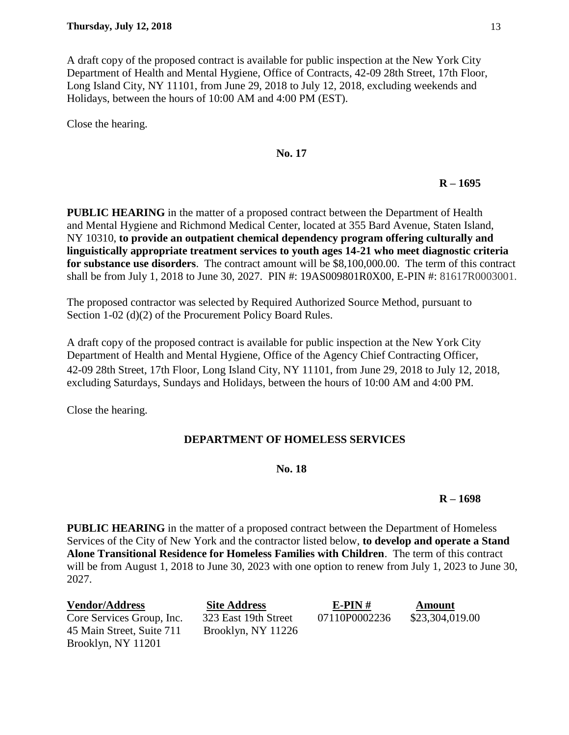A draft copy of the proposed contract is available for public inspection at the New York City Department of Health and Mental Hygiene, Office of Contracts, 42-09 28th Street, 17th Floor, Long Island City, NY 11101, from June 29, 2018 to July 12, 2018, excluding weekends and Holidays, between the hours of 10:00 AM and 4:00 PM (EST).

Close the hearing.

**No. 17**

**R – 1695**

**PUBLIC HEARING** in the matter of a proposed contract between the Department of Health and Mental Hygiene and Richmond Medical Center, located at 355 Bard Avenue, Staten Island, NY 10310, **to provide an outpatient chemical dependency program offering culturally and linguistically appropriate treatment services to youth ages 14-21 who meet diagnostic criteria for substance use disorders**. The contract amount will be $8,100,000.00. The term of this contract shall be from July 1, 2018 to June 30, 2027. PIN #: 19AS009801R0X00, E-PIN #: 81617R0003001.

The proposed contractor was selected by Required Authorized Source Method, pursuant to Section 1-02 (d)(2) of the Procurement Policy Board Rules.

A draft copy of the proposed contract is available for public inspection at the New York City Department of Health and Mental Hygiene, Office of the Agency Chief Contracting Officer, 42-09 28th Street, 17th Floor, Long Island City, NY 11101, from June 29, 2018 to July 12, 2018, excluding Saturdays, Sundays and Holidays, between the hours of 10:00 AM and 4:00 PM.

Close the hearing.

**DEPARTMENT OF HOMELESS SERVICES**

**No. 18**

**R – 1698**

**PUBLIC HEARING** in the matter of a proposed contract between the Department of Homeless Services of the City of New York and the contractor listed below, **to develop and operate a Stand Alone Transitional Residence for Homeless Families with Children**. The term of this contract will be from August 1, 2018 to June 30, 2023 with one option to renew from July 1, 2023 to June 30, 2027.

| Vendor/Address | Site Address | E-PIN # | Amount |
| --- | --- | --- | --- |
| Core Services Group, Inc.<br>45 Main Street, Suite 711<br>Brooklyn, NY 11201 | 323 East 19th Street<br>Brooklyn, NY 11226 | 07110P0002236 | $23,304,019.00 |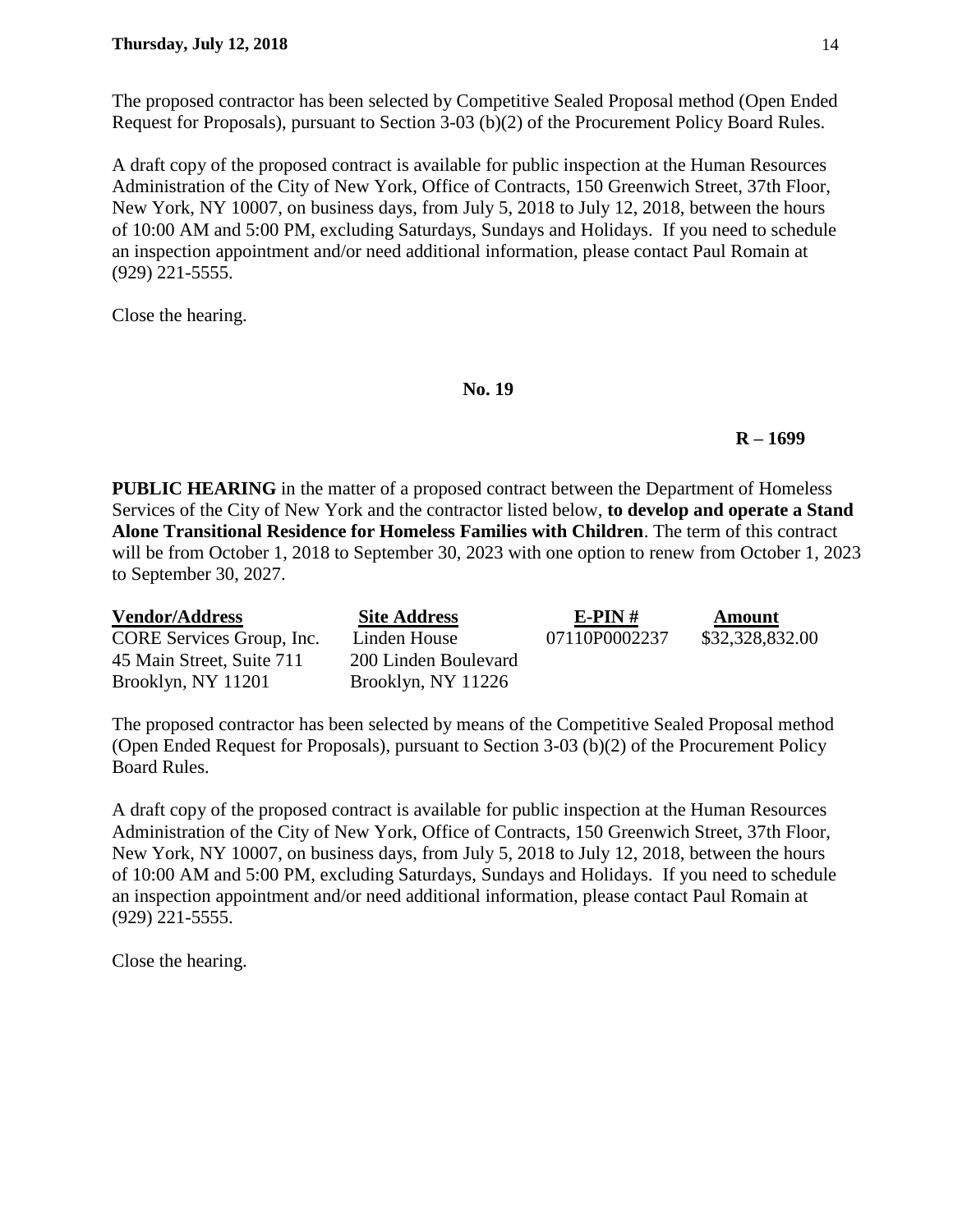The proposed contractor has been selected by Competitive Sealed Proposal method (Open Ended Request for Proposals), pursuant to Section 3-03 (b)(2) of the Procurement Policy Board Rules.

A draft copy of the proposed contract is available for public inspection at the Human Resources Administration of the City of New York, Office of Contracts, 150 Greenwich Street, 37th Floor, New York, NY 10007, on business days, from July 5, 2018 to July 12, 2018, between the hours of 10:00 AM and 5:00 PM, excluding Saturdays, Sundays and Holidays. If you need to schedule an inspection appointment and/or need additional information, please contact Paul Romain at (929) 221-5555.

Close the hearing.

**No. 19**

**R – 1699**

**PUBLIC HEARING** in the matter of a proposed contract between the Department of Homeless Services of the City of New York and the contractor listed below, **to develop and operate a Stand Alone Transitional Residence for Homeless Families with Children**. The term of this contract will be from October 1, 2018 to September 30, 2023 with one option to renew from October 1, 2023 to September 30, 2027.

| Vendor/Address | Site Address | E-PIN # | Amount |
|---|---|---|---|
| CORE Services Group, Inc.<br>45 Main Street, Suite 711<br>Brooklyn, NY 11201 | Linden House<br>200 Linden Boulevard<br>Brooklyn, NY 11226 | 07110P0002237 | $32,328,832.00 |

The proposed contractor has been selected by means of the Competitive Sealed Proposal method (Open Ended Request for Proposals), pursuant to Section 3-03 (b)(2) of the Procurement Policy Board Rules.

A draft copy of the proposed contract is available for public inspection at the Human Resources Administration of the City of New York, Office of Contracts, 150 Greenwich Street, 37th Floor, New York, NY 10007, on business days, from July 5, 2018 to July 12, 2018, between the hours of 10:00 AM and 5:00 PM, excluding Saturdays, Sundays and Holidays. If you need to schedule an inspection appointment and/or need additional information, please contact Paul Romain at (929) 221-5555.

Close the hearing.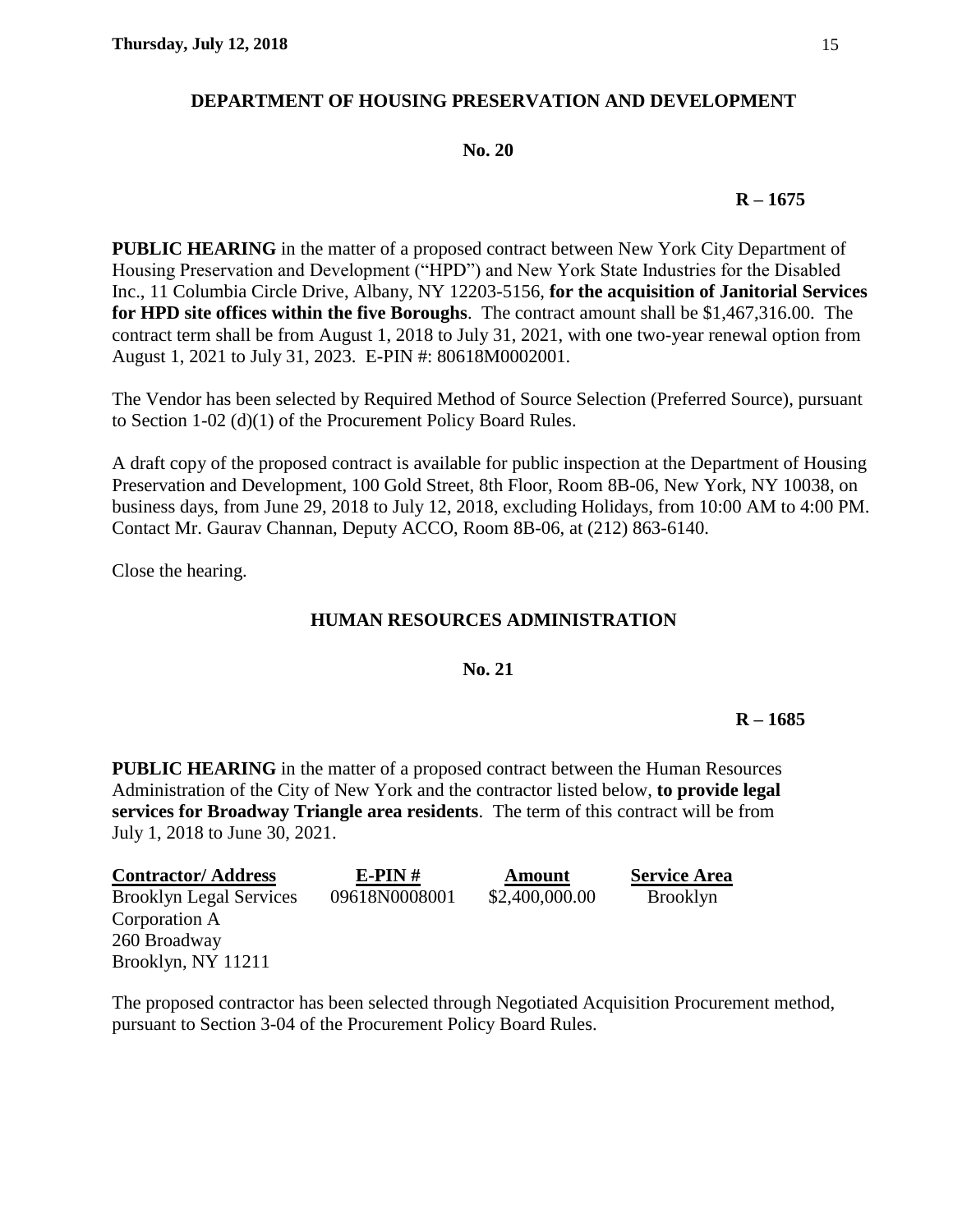## DEPARTMENT OF HOUSING PRESERVATION AND DEVELOPMENT

**No. 20**

**R – 1675**

**PUBLIC HEARING** in the matter of a proposed contract between New York City Department of Housing Preservation and Development ("HPD") and New York State Industries for the Disabled Inc., 11 Columbia Circle Drive, Albany, NY 12203-5156, **for the acquisition of Janitorial Services for HPD site offices within the five Boroughs**. The contract amount shall be $1,467,316.00. The contract term shall be from August 1, 2018 to July 31, 2021, with one two-year renewal option from August 1, 2021 to July 31, 2023. E-PIN #: 80618M0002001.

The Vendor has been selected by Required Method of Source Selection (Preferred Source), pursuant to Section 1-02 (d)(1) of the Procurement Policy Board Rules.

A draft copy of the proposed contract is available for public inspection at the Department of Housing Preservation and Development, 100 Gold Street, 8th Floor, Room 8B-06, New York, NY 10038, on business days, from June 29, 2018 to July 12, 2018, excluding Holidays, from 10:00 AM to 4:00 PM. Contact Mr. Gaurav Channan, Deputy ACCO, Room 8B-06, at (212) 863-6140.

Close the hearing.

## HUMAN RESOURCES ADMINISTRATION

**No. 21**

**R – 1685**

**PUBLIC HEARING** in the matter of a proposed contract between the Human Resources Administration of the City of New York and the contractor listed below, **to provide legal services for Broadway Triangle area residents**. The term of this contract will be from July 1, 2018 to June 30, 2021.

| Contractor/ Address | E-PIN # | Amount | Service Area |
|---|---|---|---|
| Brooklyn Legal Services Corporation A<br>260 Broadway<br>Brooklyn, NY 11211 | 09618N0008001 | $2,400,000.00 | Brooklyn |

The proposed contractor has been selected through Negotiated Acquisition Procurement method, pursuant to Section 3-04 of the Procurement Policy Board Rules.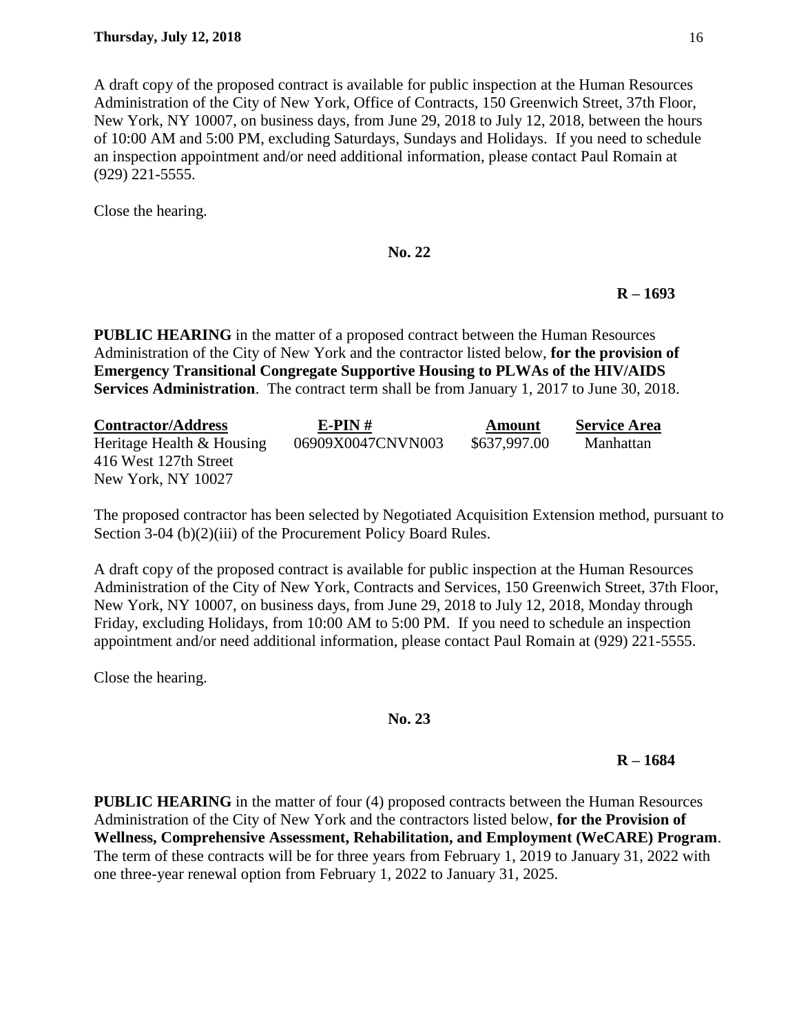A draft copy of the proposed contract is available for public inspection at the Human Resources Administration of the City of New York, Office of Contracts, 150 Greenwich Street, 37th Floor, New York, NY 10007, on business days, from June 29, 2018 to July 12, 2018, between the hours of 10:00 AM and 5:00 PM, excluding Saturdays, Sundays and Holidays. If you need to schedule an inspection appointment and/or need additional information, please contact Paul Romain at (929) 221-5555.

Close the hearing.

**No. 22**

**R – 1693**

**PUBLIC HEARING** in the matter of a proposed contract between the Human Resources Administration of the City of New York and the contractor listed below, **for the provision of Emergency Transitional Congregate Supportive Housing to PLWAs of the HIV/AIDS Services Administration**. The contract term shall be from January 1, 2017 to June 30, 2018.

| Contractor/Address | E-PIN # | Amount | Service Area |
|---|---|---|---|
| Heritage Health & Housing<br>416 West 127th Street<br>New York, NY 10027 | 06909X0047CNVN003 | $637,997.00 | Manhattan |

The proposed contractor has been selected by Negotiated Acquisition Extension method, pursuant to Section 3-04 (b)(2)(iii) of the Procurement Policy Board Rules.

A draft copy of the proposed contract is available for public inspection at the Human Resources Administration of the City of New York, Contracts and Services, 150 Greenwich Street, 37th Floor, New York, NY 10007, on business days, from June 29, 2018 to July 12, 2018, Monday through Friday, excluding Holidays, from 10:00 AM to 5:00 PM. If you need to schedule an inspection appointment and/or need additional information, please contact Paul Romain at (929) 221-5555.

Close the hearing.

**No. 23**

**R – 1684**

**PUBLIC HEARING** in the matter of four (4) proposed contracts between the Human Resources Administration of the City of New York and the contractors listed below, **for the Provision of Wellness, Comprehensive Assessment, Rehabilitation, and Employment (WeCARE) Program**. The term of these contracts will be for three years from February 1, 2019 to January 31, 2022 with one three-year renewal option from February 1, 2022 to January 31, 2025.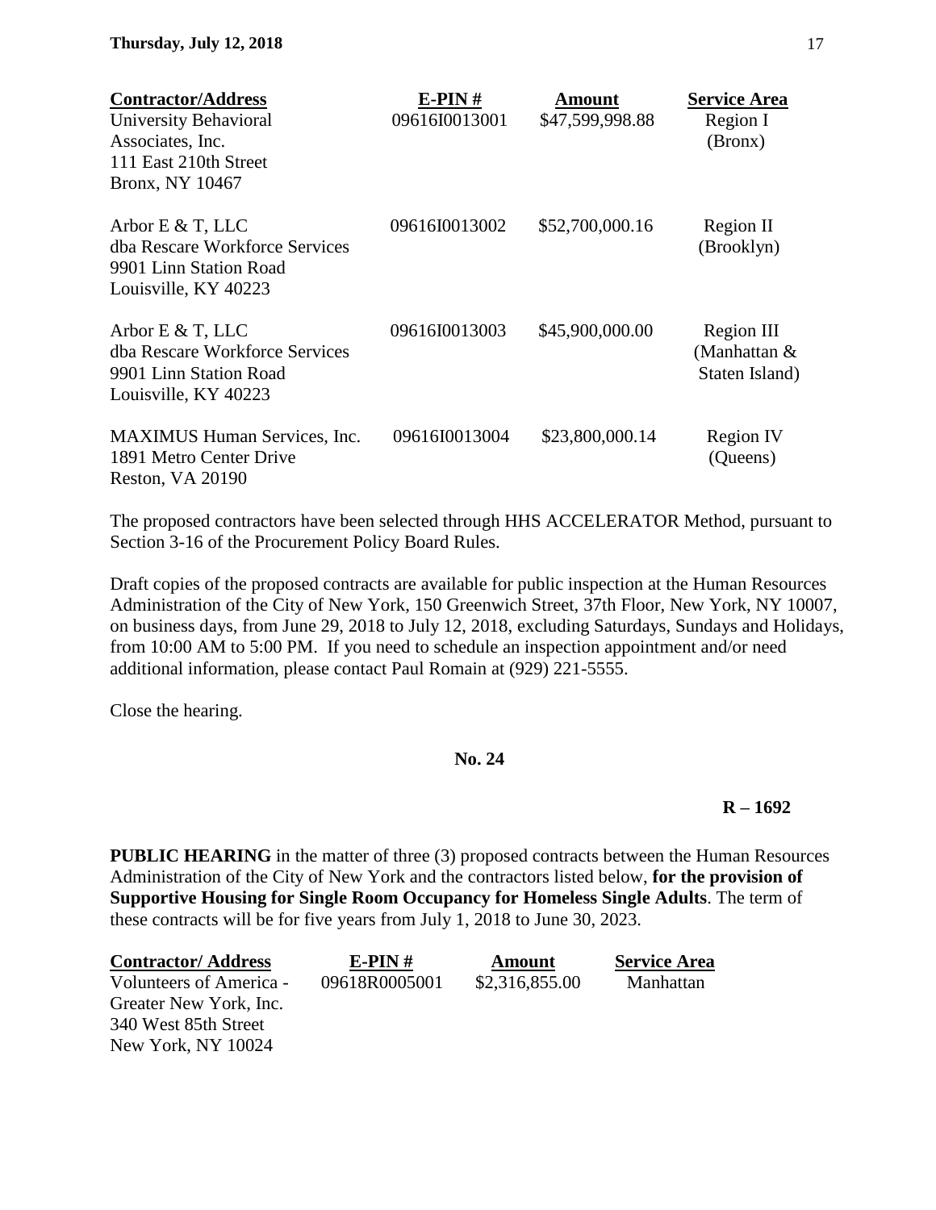| Contractor/Address | E-PIN # | Amount | Service Area |
|---|---|---|---|
| University Behavioral Associates, Inc. 111 East 210th Street Bronx, NY 10467 | 09616I0013001 | $47,599,998.88 | Region I (Bronx) |
| Arbor E & T, LLC dba Rescare Workforce Services 9901 Linn Station Road Louisville, KY 40223 | 09616I0013002 | $52,700,000.16 | Region II (Brooklyn) |
| Arbor E & T, LLC dba Rescare Workforce Services 9901 Linn Station Road Louisville, KY 40223 | 09616I0013003 | $45,900,000.00 | Region III (Manhattan & Staten Island) |
| MAXIMUS Human Services, Inc. 1891 Metro Center Drive Reston, VA 20190 | 09616I0013004 | $23,800,000.14 | Region IV (Queens) |

The proposed contractors have been selected through HHS ACCELERATOR Method, pursuant to Section 3-16 of the Procurement Policy Board Rules.

Draft copies of the proposed contracts are available for public inspection at the Human Resources Administration of the City of New York, 150 Greenwich Street, 37th Floor, New York, NY 10007, on business days, from June 29, 2018 to July 12, 2018, excluding Saturdays, Sundays and Holidays, from 10:00 AM to 5:00 PM. If you need to schedule an inspection appointment and/or need additional information, please contact Paul Romain at (929) 221-5555.

Close the hearing.

**No. 24**

**R – 1692**

**PUBLIC HEARING** in the matter of three (3) proposed contracts between the Human Resources Administration of the City of New York and the contractors listed below, **for the provision of Supportive Housing for Single Room Occupancy for Homeless Single Adults**. The term of these contracts will be for five years from July 1, 2018 to June 30, 2023.

| Contractor/ Address | E-PIN # | Amount | Service Area |
|---|---|---|---|
| Volunteers of America - Greater New York, Inc. 340 West 85th Street New York, NY 10024 | 09618R0005001 | $2,316,855.00 | Manhattan |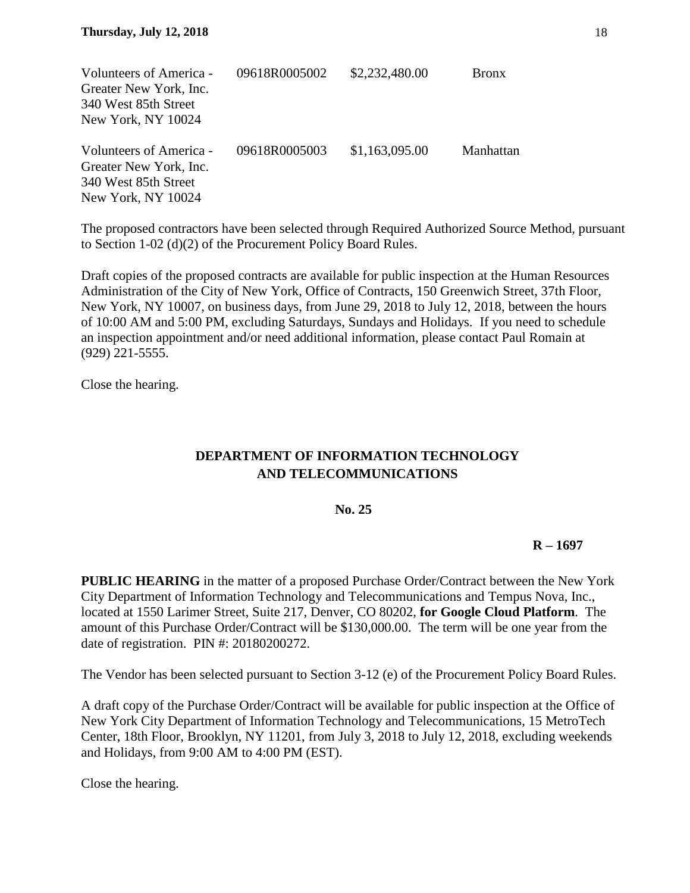| | | | |
|---|---|---|---|
| Volunteers of America - Greater New York, Inc. 340 West 85th Street New York, NY 10024 | 09618R0005002 | $2,232,480.00 | Bronx |
| Volunteers of America - Greater New York, Inc. 340 West 85th Street New York, NY 10024 | 09618R0005003 | $1,163,095.00 | Manhattan |

The proposed contractors have been selected through Required Authorized Source Method, pursuant to Section 1-02 (d)(2) of the Procurement Policy Board Rules.

Draft copies of the proposed contracts are available for public inspection at the Human Resources Administration of the City of New York, Office of Contracts, 150 Greenwich Street, 37th Floor, New York, NY 10007, on business days, from June 29, 2018 to July 12, 2018, between the hours of 10:00 AM and 5:00 PM, excluding Saturdays, Sundays and Holidays. If you need to schedule an inspection appointment and/or need additional information, please contact Paul Romain at (929) 221-5555.

Close the hearing.

## DEPARTMENT OF INFORMATION TECHNOLOGY AND TELECOMMUNICATIONS

**No. 25**

**R – 1697**

**PUBLIC HEARING** in the matter of a proposed Purchase Order/Contract between the New York City Department of Information Technology and Telecommunications and Tempus Nova, Inc., located at 1550 Larimer Street, Suite 217, Denver, CO 80202, **for Google Cloud Platform**. The amount of this Purchase Order/Contract will be $130,000.00. The term will be one year from the date of registration. PIN #: 20180200272.

The Vendor has been selected pursuant to Section 3-12 (e) of the Procurement Policy Board Rules.

A draft copy of the Purchase Order/Contract will be available for public inspection at the Office of New York City Department of Information Technology and Telecommunications, 15 MetroTech Center, 18th Floor, Brooklyn, NY 11201, from July 3, 2018 to July 12, 2018, excluding weekends and Holidays, from 9:00 AM to 4:00 PM (EST).

Close the hearing.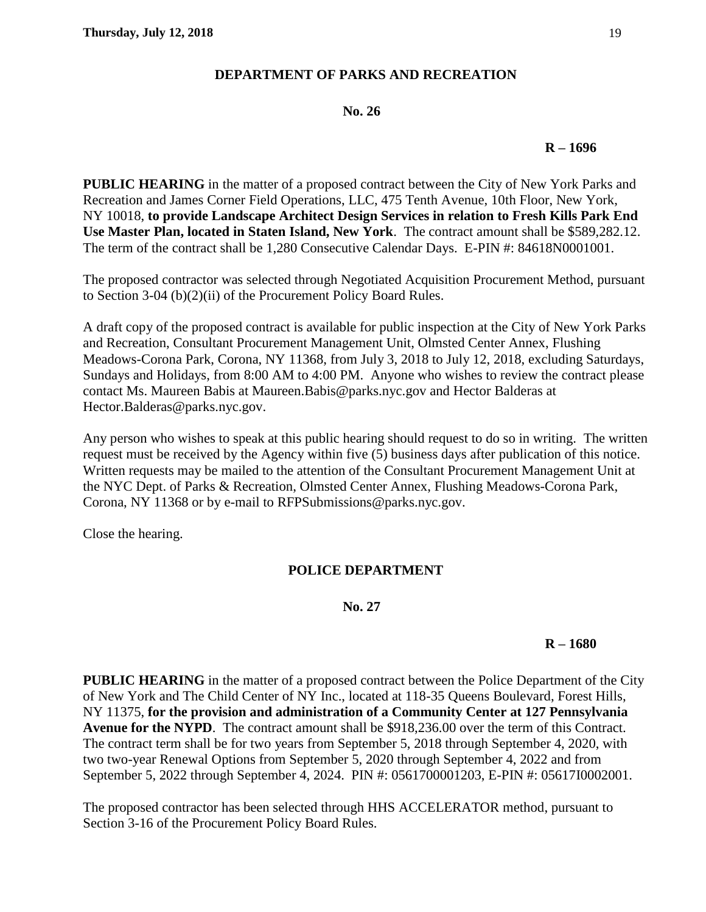## DEPARTMENT OF PARKS AND RECREATION

**No. 26**

**R – 1696**

**PUBLIC HEARING** in the matter of a proposed contract between the City of New York Parks and Recreation and James Corner Field Operations, LLC, 475 Tenth Avenue, 10th Floor, New York, NY 10018, **to provide Landscape Architect Design Services in relation to Fresh Kills Park End Use Master Plan, located in Staten Island, New York**. The contract amount shall be $589,282.12. The term of the contract shall be 1,280 Consecutive Calendar Days. E-PIN #: 84618N0001001.

The proposed contractor was selected through Negotiated Acquisition Procurement Method, pursuant to Section 3-04 (b)(2)(ii) of the Procurement Policy Board Rules.

A draft copy of the proposed contract is available for public inspection at the City of New York Parks and Recreation, Consultant Procurement Management Unit, Olmsted Center Annex, Flushing Meadows-Corona Park, Corona, NY 11368, from July 3, 2018 to July 12, 2018, excluding Saturdays, Sundays and Holidays, from 8:00 AM to 4:00 PM. Anyone who wishes to review the contract please contact Ms. Maureen Babis at Maureen.Babis@parks.nyc.gov and Hector Balderas at Hector.Balderas@parks.nyc.gov.

Any person who wishes to speak at this public hearing should request to do so in writing. The written request must be received by the Agency within five (5) business days after publication of this notice. Written requests may be mailed to the attention of the Consultant Procurement Management Unit at the NYC Dept. of Parks & Recreation, Olmsted Center Annex, Flushing Meadows-Corona Park, Corona, NY 11368 or by e-mail to RFPSubmissions@parks.nyc.gov.

Close the hearing.

## POLICE DEPARTMENT

**No. 27**

**R – 1680**

**PUBLIC HEARING** in the matter of a proposed contract between the Police Department of the City of New York and The Child Center of NY Inc., located at 118-35 Queens Boulevard, Forest Hills, NY 11375, **for the provision and administration of a Community Center at 127 Pennsylvania Avenue for the NYPD**. The contract amount shall be $918,236.00 over the term of this Contract. The contract term shall be for two years from September 5, 2018 through September 4, 2020, with two two-year Renewal Options from September 5, 2020 through September 4, 2022 and from September 5, 2022 through September 4, 2024. PIN #: 0561700001203, E-PIN #: 05617I0002001.

The proposed contractor has been selected through HHS ACCELERATOR method, pursuant to Section 3-16 of the Procurement Policy Board Rules.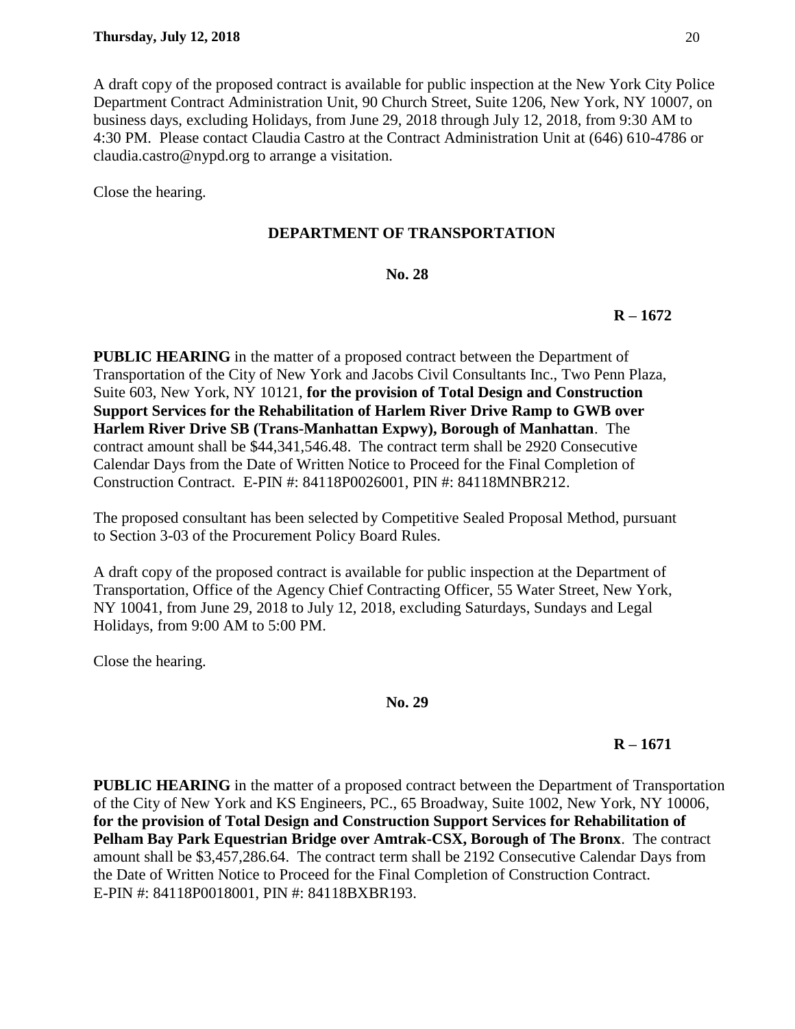A draft copy of the proposed contract is available for public inspection at the New York City Police Department Contract Administration Unit, 90 Church Street, Suite 1206, New York, NY 10007, on business days, excluding Holidays, from June 29, 2018 through July 12, 2018, from 9:30 AM to 4:30 PM. Please contact Claudia Castro at the Contract Administration Unit at (646) 610-4786 or claudia.castro@nypd.org to arrange a visitation.

Close the hearing.

## DEPARTMENT OF TRANSPORTATION

**No. 28**

**R – 1672**

**PUBLIC HEARING** in the matter of a proposed contract between the Department of Transportation of the City of New York and Jacobs Civil Consultants Inc., Two Penn Plaza, Suite 603, New York, NY 10121, **for the provision of Total Design and Construction Support Services for the Rehabilitation of Harlem River Drive Ramp to GWB over Harlem River Drive SB (Trans-Manhattan Expwy), Borough of Manhattan**. The contract amount shall be $44,341,546.48. The contract term shall be 2920 Consecutive Calendar Days from the Date of Written Notice to Proceed for the Final Completion of Construction Contract. E-PIN #: 84118P0026001, PIN #: 84118MNBR212.

The proposed consultant has been selected by Competitive Sealed Proposal Method, pursuant to Section 3-03 of the Procurement Policy Board Rules.

A draft copy of the proposed contract is available for public inspection at the Department of Transportation, Office of the Agency Chief Contracting Officer, 55 Water Street, New York, NY 10041, from June 29, 2018 to July 12, 2018, excluding Saturdays, Sundays and Legal Holidays, from 9:00 AM to 5:00 PM.

Close the hearing.

**No. 29**

**R – 1671**

**PUBLIC HEARING** in the matter of a proposed contract between the Department of Transportation of the City of New York and KS Engineers, PC., 65 Broadway, Suite 1002, New York, NY 10006, **for the provision of Total Design and Construction Support Services for Rehabilitation of Pelham Bay Park Equestrian Bridge over Amtrak-CSX, Borough of The Bronx**. The contract amount shall be $3,457,286.64. The contract term shall be 2192 Consecutive Calendar Days from the Date of Written Notice to Proceed for the Final Completion of Construction Contract. E-PIN #: 84118P0018001, PIN #: 84118BXBR193.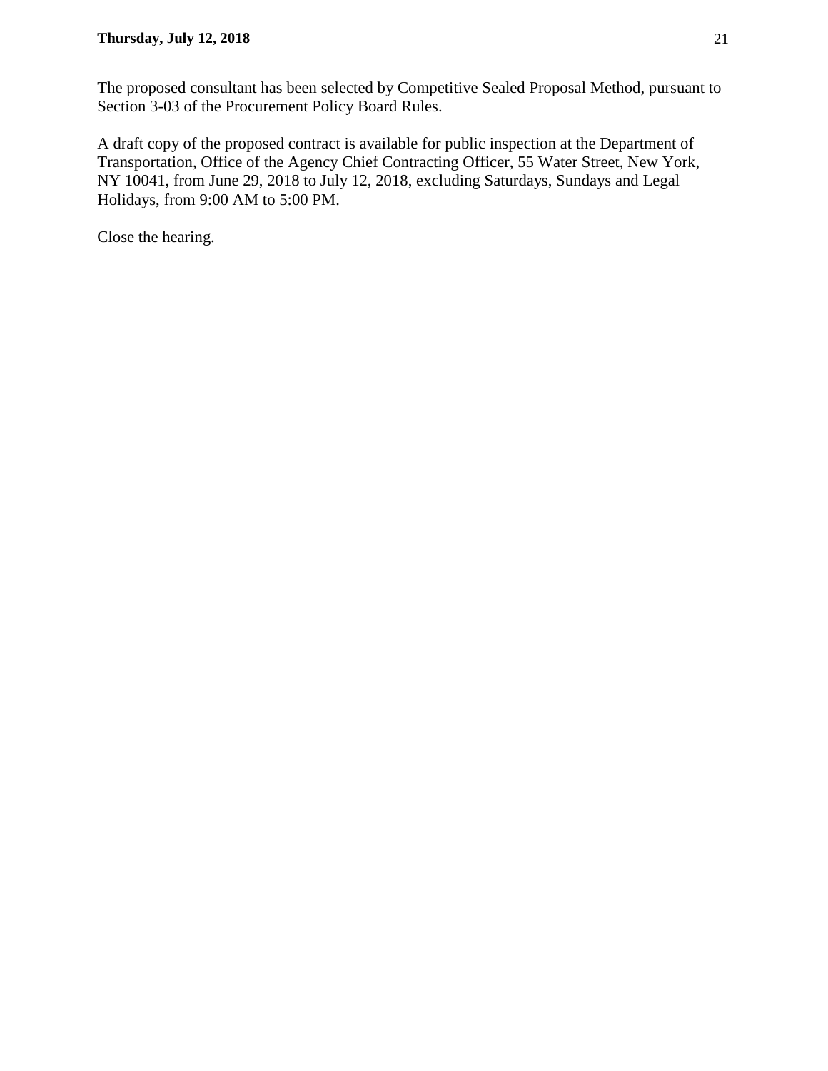The proposed consultant has been selected by Competitive Sealed Proposal Method, pursuant to Section 3-03 of the Procurement Policy Board Rules.

A draft copy of the proposed contract is available for public inspection at the Department of Transportation, Office of the Agency Chief Contracting Officer, 55 Water Street, New York, NY 10041, from June 29, 2018 to July 12, 2018, excluding Saturdays, Sundays and Legal Holidays, from 9:00 AM to 5:00 PM.

Close the hearing.